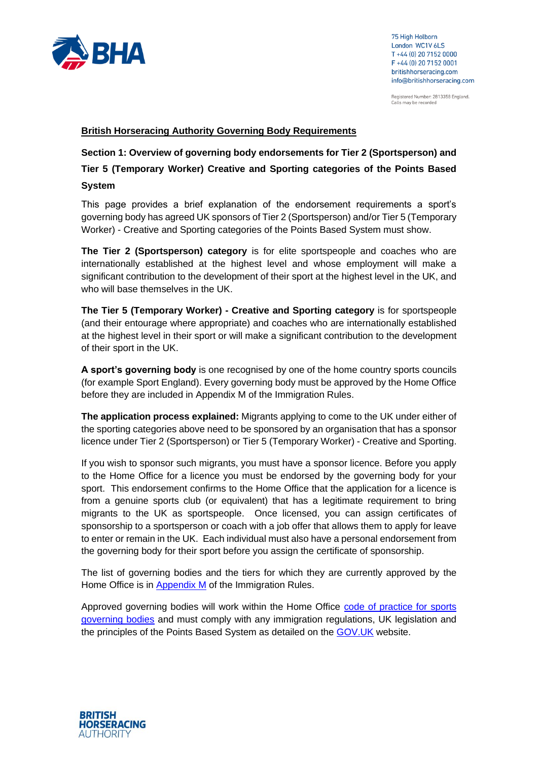75 High Holborn
London WC1V 6LS
T +44 (0) 20 7152 0000
F +44 (0) 20 7152 0001
britishhorseracing.com
info@britishhorseracing.com

Registered Number: 2813358 England.
Calls may be recorded

## British Horseracing Authority Governing Body Requirements

### Section 1: Overview of governing body endorsements for Tier 2 (Sportsperson) and Tier 5 (Temporary Worker) Creative and Sporting categories of the Points Based System

This page provides a brief explanation of the endorsement requirements a sport's governing body has agreed UK sponsors of Tier 2 (Sportsperson) and/or Tier 5 (Temporary Worker) - Creative and Sporting categories of the Points Based System must show.

**The Tier 2 (Sportsperson) category** is for elite sportspeople and coaches who are internationally established at the highest level and whose employment will make a significant contribution to the development of their sport at the highest level in the UK, and who will base themselves in the UK.

**The Tier 5 (Temporary Worker) - Creative and Sporting category** is for sportspeople (and their entourage where appropriate) and coaches who are internationally established at the highest level in their sport or will make a significant contribution to the development of their sport in the UK.

**A sport's governing body** is one recognised by one of the home country sports councils (for example Sport England). Every governing body must be approved by the Home Office before they are included in Appendix M of the Immigration Rules.

**The application process explained:** Migrants applying to come to the UK under either of the sporting categories above need to be sponsored by an organisation that has a sponsor licence under Tier 2 (Sportsperson) or Tier 5 (Temporary Worker) - Creative and Sporting.

If you wish to sponsor such migrants, you must have a sponsor licence. Before you apply to the Home Office for a licence you must be endorsed by the governing body for your sport. This endorsement confirms to the Home Office that the application for a licence is from a genuine sports club (or equivalent) that has a legitimate requirement to bring migrants to the UK as sportspeople. Once licensed, you can assign certificates of sponsorship to a sportsperson or coach with a job offer that allows them to apply for leave to enter or remain in the UK. Each individual must also have a personal endorsement from the governing body for their sport before you assign the certificate of sponsorship.

The list of governing bodies and the tiers for which they are currently approved by the Home Office is in Appendix M of the Immigration Rules.

Approved governing bodies will work within the Home Office code of practice for sports governing bodies and must comply with any immigration regulations, UK legislation and the principles of the Points Based System as detailed on the GOV.UK website.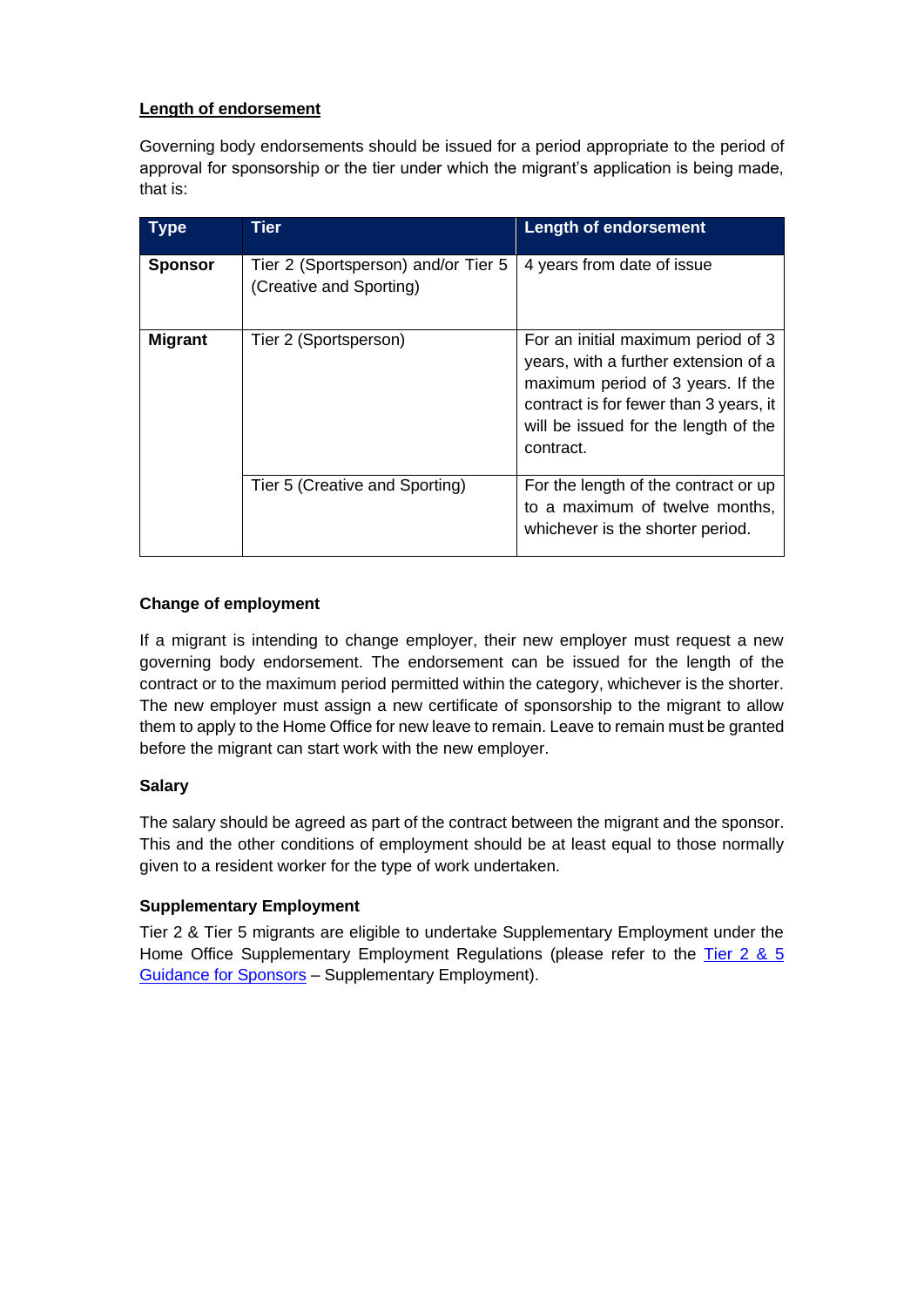**Length of endorsement**

Governing body endorsements should be issued for a period appropriate to the period of approval for sponsorship or the tier under which the migrant's application is being made, that is:

| Type | Tier | Length of endorsement |
|---|---|---|
| **Sponsor** | Tier 2 (Sportsperson) and/or Tier 5 (Creative and Sporting) | 4 years from date of issue |
| **Migrant** | Tier 2 (Sportsperson) | For an initial maximum period of 3 years, with a further extension of a maximum period of 3 years. If the contract is for fewer than 3 years, it will be issued for the length of the contract. |
| | Tier 5 (Creative and Sporting) | For the length of the contract or up to a maximum of twelve months, whichever is the shorter period. |

**Change of employment**

If a migrant is intending to change employer, their new employer must request a new governing body endorsement. The endorsement can be issued for the length of the contract or to the maximum period permitted within the category, whichever is the shorter. The new employer must assign a new certificate of sponsorship to the migrant to allow them to apply to the Home Office for new leave to remain. Leave to remain must be granted before the migrant can start work with the new employer.

**Salary**

The salary should be agreed as part of the contract between the migrant and the sponsor. This and the other conditions of employment should be at least equal to those normally given to a resident worker for the type of work undertaken.

**Supplementary Employment**

Tier 2 & Tier 5 migrants are eligible to undertake Supplementary Employment under the Home Office Supplementary Employment Regulations (please refer to the Tier 2 & 5 Guidance for Sponsors – Supplementary Employment).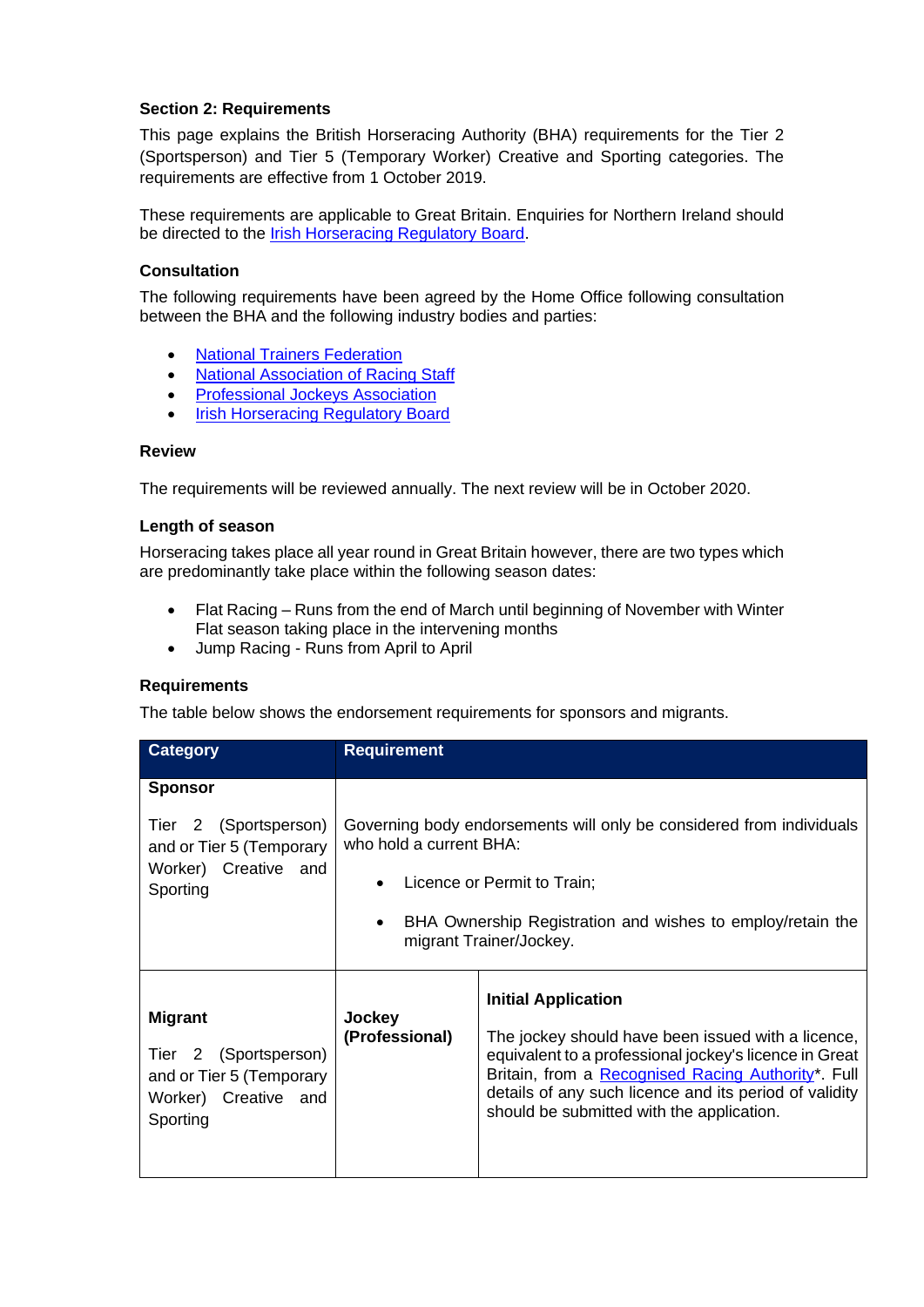**Section 2: Requirements**

This page explains the British Horseracing Authority (BHA) requirements for the Tier 2 (Sportsperson) and Tier 5 (Temporary Worker) Creative and Sporting categories. The requirements are effective from 1 October 2019.

These requirements are applicable to Great Britain. Enquiries for Northern Ireland should be directed to the [Irish Horseracing Regulatory Board].

**Consultation**

The following requirements have been agreed by the Home Office following consultation between the BHA and the following industry bodies and parties:

- National Trainers Federation
- National Association of Racing Staff
- Professional Jockeys Association
- Irish Horseracing Regulatory Board

**Review**

The requirements will be reviewed annually. The next review will be in October 2020.

**Length of season**

Horseracing takes place all year round in Great Britain however, there are two types which are predominantly take place within the following season dates:

- Flat Racing – Runs from the end of March until beginning of November with Winter Flat season taking place in the intervening months
- Jump Racing - Runs from April to April

**Requirements**

The table below shows the endorsement requirements for sponsors and migrants.

| Category | Requirement | |
|---|---|---|
| **Sponsor**<br><br>Tier 2 (Sportsperson) and or Tier 5 (Temporary Worker) Creative and Sporting | Governing body endorsements will only be considered from individuals who hold a current BHA:<br><br>• Licence or Permit to Train;<br><br>• BHA Ownership Registration and wishes to employ/retain the migrant Trainer/Jockey. | |
| **Migrant**<br><br>Tier 2 (Sportsperson) and or Tier 5 (Temporary Worker) Creative and Sporting | **Jockey (Professional)** | **Initial Application**<br><br>The jockey should have been issued with a licence, equivalent to a professional jockey's licence in Great Britain, from a Recognised Racing Authority*. Full details of any such licence and its period of validity should be submitted with the application. |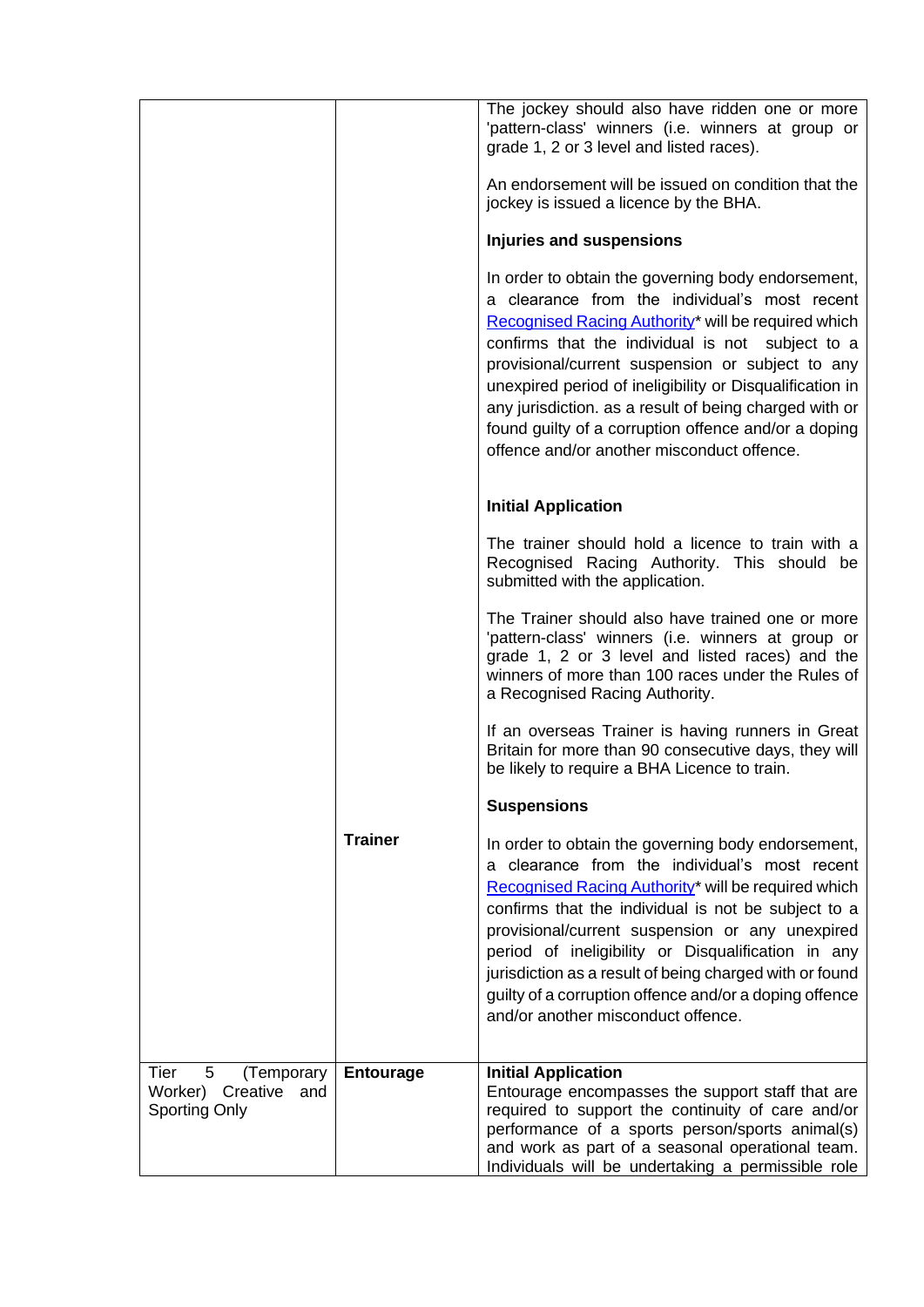| | | |
|---|---|---|
| | | The jockey should also have ridden one or more 'pattern-class' winners (i.e. winners at group or grade 1, 2 or 3 level and listed races).<br><br>An endorsement will be issued on condition that the jockey is issued a licence by the BHA.<br><br>**Injuries and suspensions**<br><br>In order to obtain the governing body endorsement, a clearance from the individual's most recent Recognised Racing Authority* will be required which confirms that the individual is not subject to a provisional/current suspension or subject to any unexpired period of ineligibility or Disqualification in any jurisdiction. as a result of being charged with or found guilty of a corruption offence and/or a doping offence and/or another misconduct offence. |
| | **Trainer** | **Initial Application**<br><br>The trainer should hold a licence to train with a Recognised Racing Authority. This should be submitted with the application.<br><br>The Trainer should also have trained one or more 'pattern-class' winners (i.e. winners at group or grade 1, 2 or 3 level and listed races) and the winners of more than 100 races under the Rules of a Recognised Racing Authority.<br><br>If an overseas Trainer is having runners in Great Britain for more than 90 consecutive days, they will be likely to require a BHA Licence to train.<br><br>**Suspensions**<br><br>In order to obtain the governing body endorsement, a clearance from the individual's most recent Recognised Racing Authority* will be required which confirms that the individual is not be subject to a provisional/current suspension or any unexpired period of ineligibility or Disqualification in any jurisdiction as a result of being charged with or found guilty of a corruption offence and/or a doping offence and/or another misconduct offence. |
| Tier 5 (Temporary Worker) Creative and Sporting Only | **Entourage** | **Initial Application**<br>Entourage encompasses the support staff that are required to support the continuity of care and/or performance of a sports person/sports animal(s) and work as part of a seasonal operational team. Individuals will be undertaking a permissible role |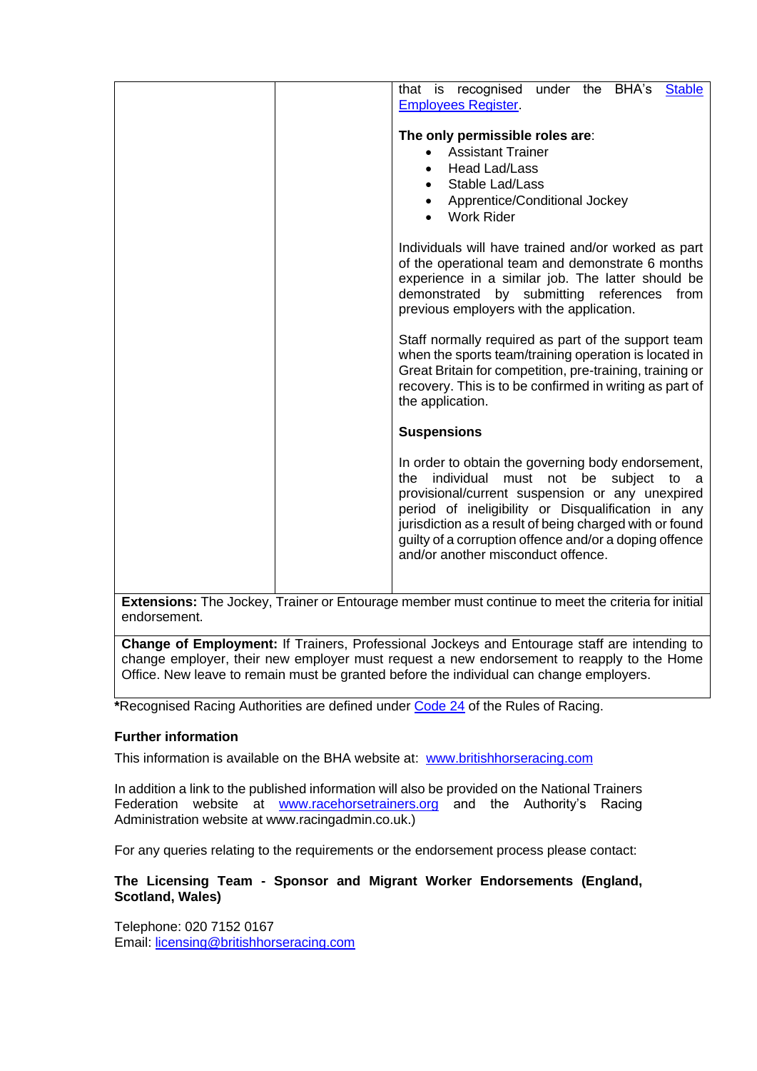| | | |
|---|---|---|
| | | that is recognised under the BHA's Stable Employees Register.<br><br>**The only permissible roles are**:<br>• Assistant Trainer<br>• Head Lad/Lass<br>• Stable Lad/Lass<br>• Apprentice/Conditional Jockey<br>• Work Rider<br><br>Individuals will have trained and/or worked as part of the operational team and demonstrate 6 months experience in a similar job. The latter should be demonstrated by submitting references from previous employers with the application.<br><br>Staff normally required as part of the support team when the sports team/training operation is located in Great Britain for competition, pre-training, training or recovery. This is to be confirmed in writing as part of the application.<br><br>**Suspensions**<br><br>In order to obtain the governing body endorsement, the individual must not be subject to a provisional/current suspension or any unexpired period of ineligibility or Disqualification in any jurisdiction as a result of being charged with or found guilty of a corruption offence and/or a doping offence and/or another misconduct offence. |
| **Extensions:** The Jockey, Trainer or Entourage member must continue to meet the criteria for initial endorsement. | | |
| **Change of Employment:** If Trainers, Professional Jockeys and Entourage staff are intending to change employer, their new employer must request a new endorsement to reapply to the Home Office. New leave to remain must be granted before the individual can change employers. | | |

***Recognised Racing Authorities are defined under Code 24 of the Rules of Racing.

**Further information**

This information is available on the BHA website at: www.britishhorseracing.com

In addition a link to the published information will also be provided on the National Trainers Federation website at www.racehorsetrainers.org and the Authority's Racing Administration website at www.racingadmin.co.uk.)

For any queries relating to the requirements or the endorsement process please contact:

**The Licensing Team - Sponsor and Migrant Worker Endorsements (England, Scotland, Wales)**

Telephone: 020 7152 0167
Email: licensing@britishhorseracing.com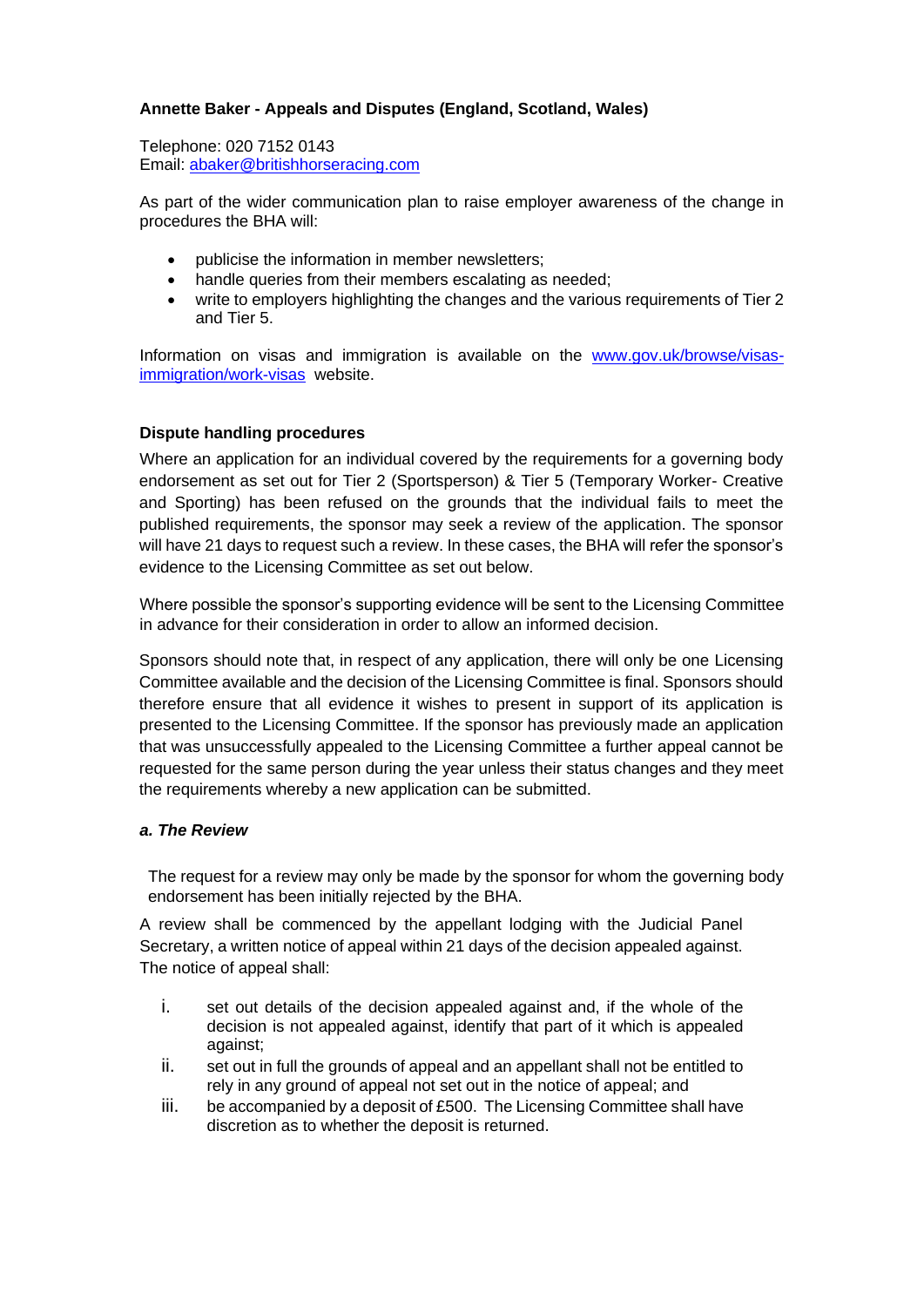**Annette Baker - Appeals and Disputes (England, Scotland, Wales)**

Telephone: 020 7152 0143
Email: [abaker@britishhorseracing.com](mailto:abaker@britishhorseracing.com)

As part of the wider communication plan to raise employer awareness of the change in procedures the BHA will:

- publicise the information in member newsletters;
- handle queries from their members escalating as needed;
- write to employers highlighting the changes and the various requirements of Tier 2 and Tier 5.

Information on visas and immigration is available on the [www.gov.uk/browse/visas-immigration/work-visas](http://www.gov.uk/browse/visas-immigration/work-visas) website.

**Dispute handling procedures**

Where an application for an individual covered by the requirements for a governing body endorsement as set out for Tier 2 (Sportsperson) & Tier 5 (Temporary Worker- Creative and Sporting) has been refused on the grounds that the individual fails to meet the published requirements, the sponsor may seek a review of the application. The sponsor will have 21 days to request such a review. In these cases, the BHA will refer the sponsor's evidence to the Licensing Committee as set out below.

Where possible the sponsor's supporting evidence will be sent to the Licensing Committee in advance for their consideration in order to allow an informed decision.

Sponsors should note that, in respect of any application, there will only be one Licensing Committee available and the decision of the Licensing Committee is final. Sponsors should therefore ensure that all evidence it wishes to present in support of its application is presented to the Licensing Committee. If the sponsor has previously made an application that was unsuccessfully appealed to the Licensing Committee a further appeal cannot be requested for the same person during the year unless their status changes and they meet the requirements whereby a new application can be submitted.

***a. The Review***

The request for a review may only be made by the sponsor for whom the governing body endorsement has been initially rejected by the BHA.

A review shall be commenced by the appellant lodging with the Judicial Panel Secretary, a written notice of appeal within 21 days of the decision appealed against. The notice of appeal shall:

i. set out details of the decision appealed against and, if the whole of the decision is not appealed against, identify that part of it which is appealed against;
ii. set out in full the grounds of appeal and an appellant shall not be entitled to rely in any ground of appeal not set out in the notice of appeal; and
iii. be accompanied by a deposit of £500. The Licensing Committee shall have discretion as to whether the deposit is returned.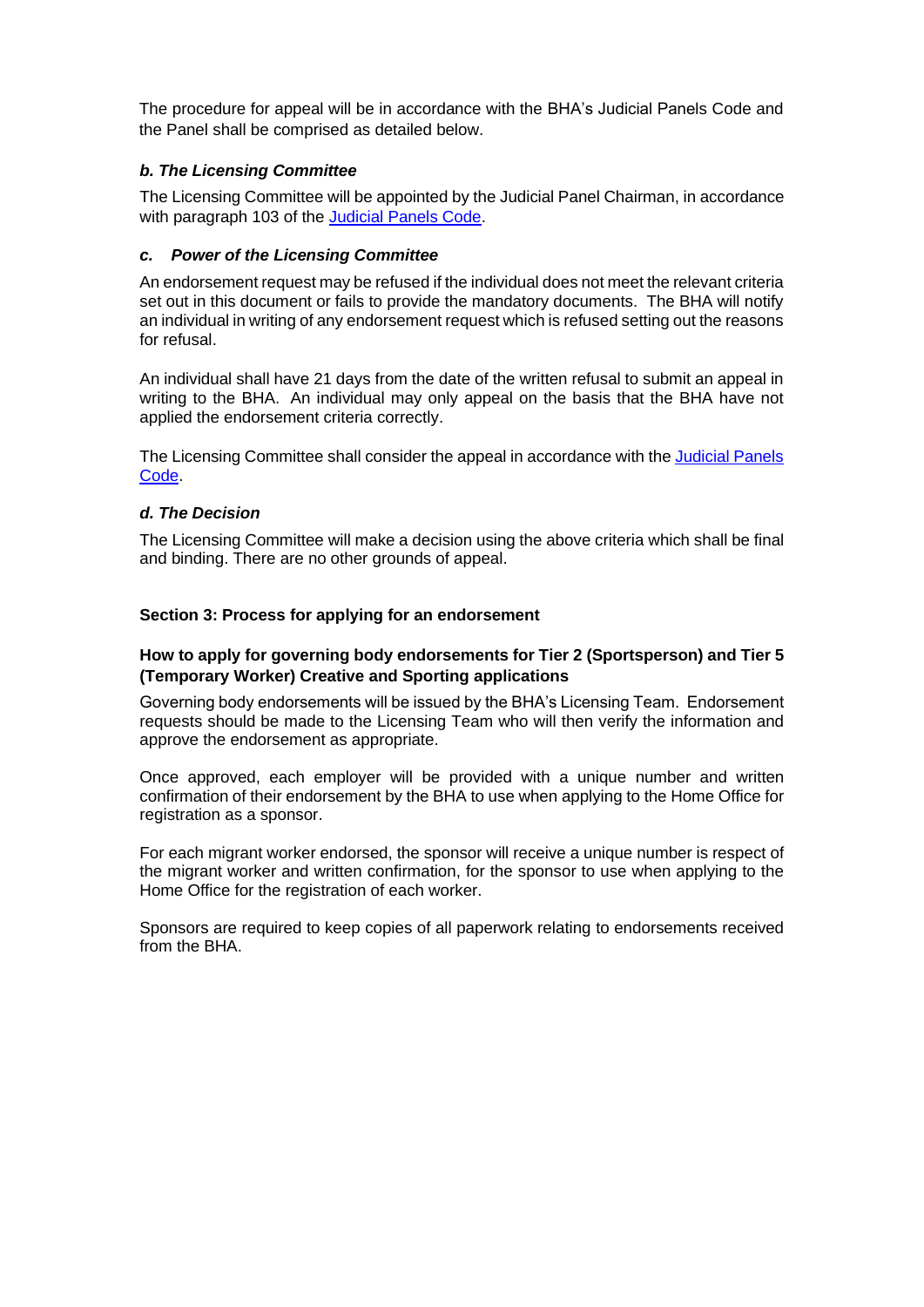The procedure for appeal will be in accordance with the BHA's Judicial Panels Code and the Panel shall be comprised as detailed below.

### *b. The Licensing Committee*

The Licensing Committee will be appointed by the Judicial Panel Chairman, in accordance with paragraph 103 of the [Judicial Panels Code](#).

### *c. Power of the Licensing Committee*

An endorsement request may be refused if the individual does not meet the relevant criteria set out in this document or fails to provide the mandatory documents. The BHA will notify an individual in writing of any endorsement request which is refused setting out the reasons for refusal.

An individual shall have 21 days from the date of the written refusal to submit an appeal in writing to the BHA. An individual may only appeal on the basis that the BHA have not applied the endorsement criteria correctly.

The Licensing Committee shall consider the appeal in accordance with the [Judicial Panels Code](#).

### *d. The Decision*

The Licensing Committee will make a decision using the above criteria which shall be final and binding. There are no other grounds of appeal.

## Section 3: Process for applying for an endorsement

### How to apply for governing body endorsements for Tier 2 (Sportsperson) and Tier 5 (Temporary Worker) Creative and Sporting applications

Governing body endorsements will be issued by the BHA's Licensing Team. Endorsement requests should be made to the Licensing Team who will then verify the information and approve the endorsement as appropriate.

Once approved, each employer will be provided with a unique number and written confirmation of their endorsement by the BHA to use when applying to the Home Office for registration as a sponsor.

For each migrant worker endorsed, the sponsor will receive a unique number is respect of the migrant worker and written confirmation, for the sponsor to use when applying to the Home Office for the registration of each worker.

Sponsors are required to keep copies of all paperwork relating to endorsements received from the BHA.